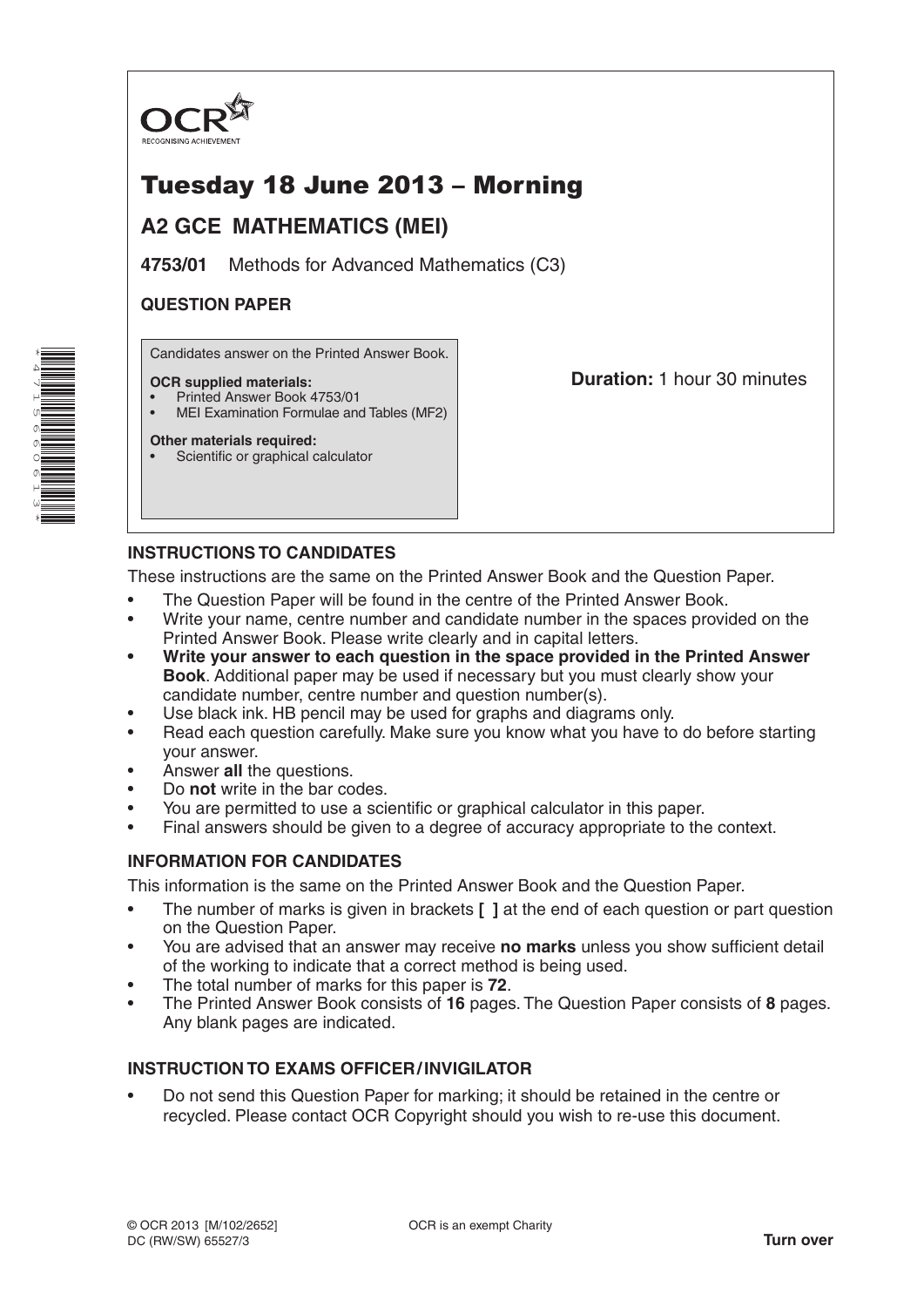OCR

RECOGNISING ACHIEVEMENT

# Tuesday 18 June 2013 – Morning

## A2 GCE MATHEMATICS (MEI)

**4753/01** Methods for Advanced Mathematics (C3)

**QUESTION PAPER**

Candidates answer on the Printed Answer Book.

**OCR supplied materials:**
- Printed Answer Book 4753/01
- MEI Examination Formulae and Tables (MF2)

**Other materials required:**
- Scientific or graphical calculator

**Duration:** 1 hour 30 minutes

### INSTRUCTIONS TO CANDIDATES

These instructions are the same on the Printed Answer Book and the Question Paper.

- The Question Paper will be found in the centre of the Printed Answer Book.
- Write your name, centre number and candidate number in the spaces provided on the Printed Answer Book. Please write clearly and in capital letters.
- **Write your answer to each question in the space provided in the Printed Answer Book**. Additional paper may be used if necessary but you must clearly show your candidate number, centre number and question number(s).
- Use black ink. HB pencil may be used for graphs and diagrams only.
- Read each question carefully. Make sure you know what you have to do before starting your answer.
- Answer **all** the questions.
- Do **not** write in the bar codes.
- You are permitted to use a scientific or graphical calculator in this paper.
- Final answers should be given to a degree of accuracy appropriate to the context.

### INFORMATION FOR CANDIDATES

This information is the same on the Printed Answer Book and the Question Paper.

- The number of marks is given in brackets **[ ]** at the end of each question or part question on the Question Paper.
- You are advised that an answer may receive **no marks** unless you show sufficient detail of the working to indicate that a correct method is being used.
- The total number of marks for this paper is **72**.
- The Printed Answer Book consists of **16** pages. The Question Paper consists of **8** pages. Any blank pages are indicated.

### INSTRUCTION TO EXAMS OFFICER / INVIGILATOR

- Do not send this Question Paper for marking; it should be retained in the centre or recycled. Please contact OCR Copyright should you wish to re-use this document.

© OCR 2013 [M/102/2652]
DC (RW/SW) 65527/3

OCR is an exempt Charity

**Turn over**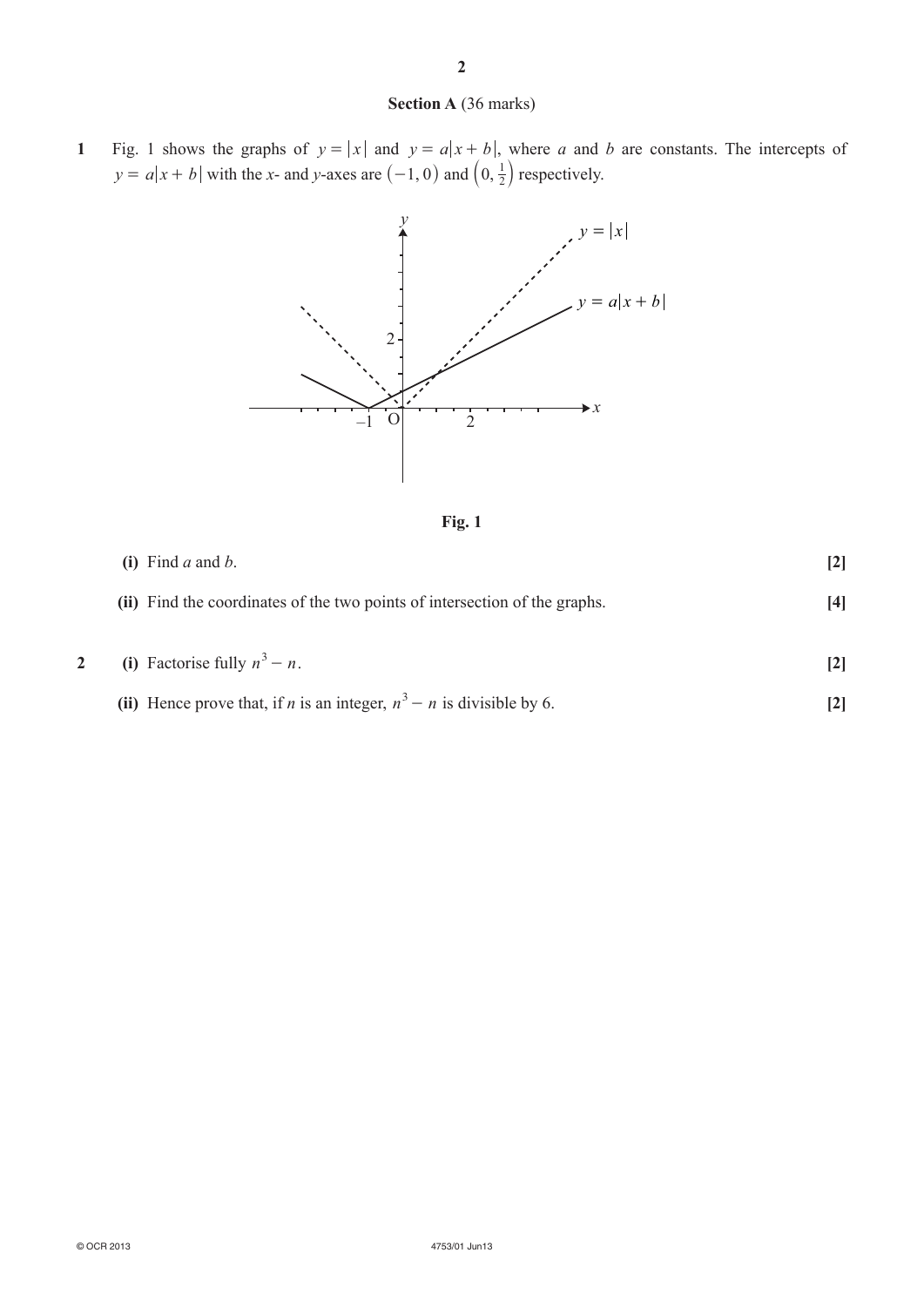## Section A (36 marks)

**1** Fig. 1 shows the graphs of $y = |x|$ and $y = a|x + b|$, where $a$ and $b$ are constants. The intercepts of $y = a|x + b|$ with the $x$- and $y$-axes are $(-1, 0)$ and $\left(0, \frac{1}{2}\right)$ respectively.

**Fig. 1**

**(i)** Find $a$ and $b$. **[2]**

**(ii)** Find the coordinates of the two points of intersection of the graphs. **[4]**

**2** **(i)** Factorise fully $n^3 - n$. **[2]**

**(ii)** Hence prove that, if $n$ is an integer, $n^3 - n$ is divisible by 6. **[2]**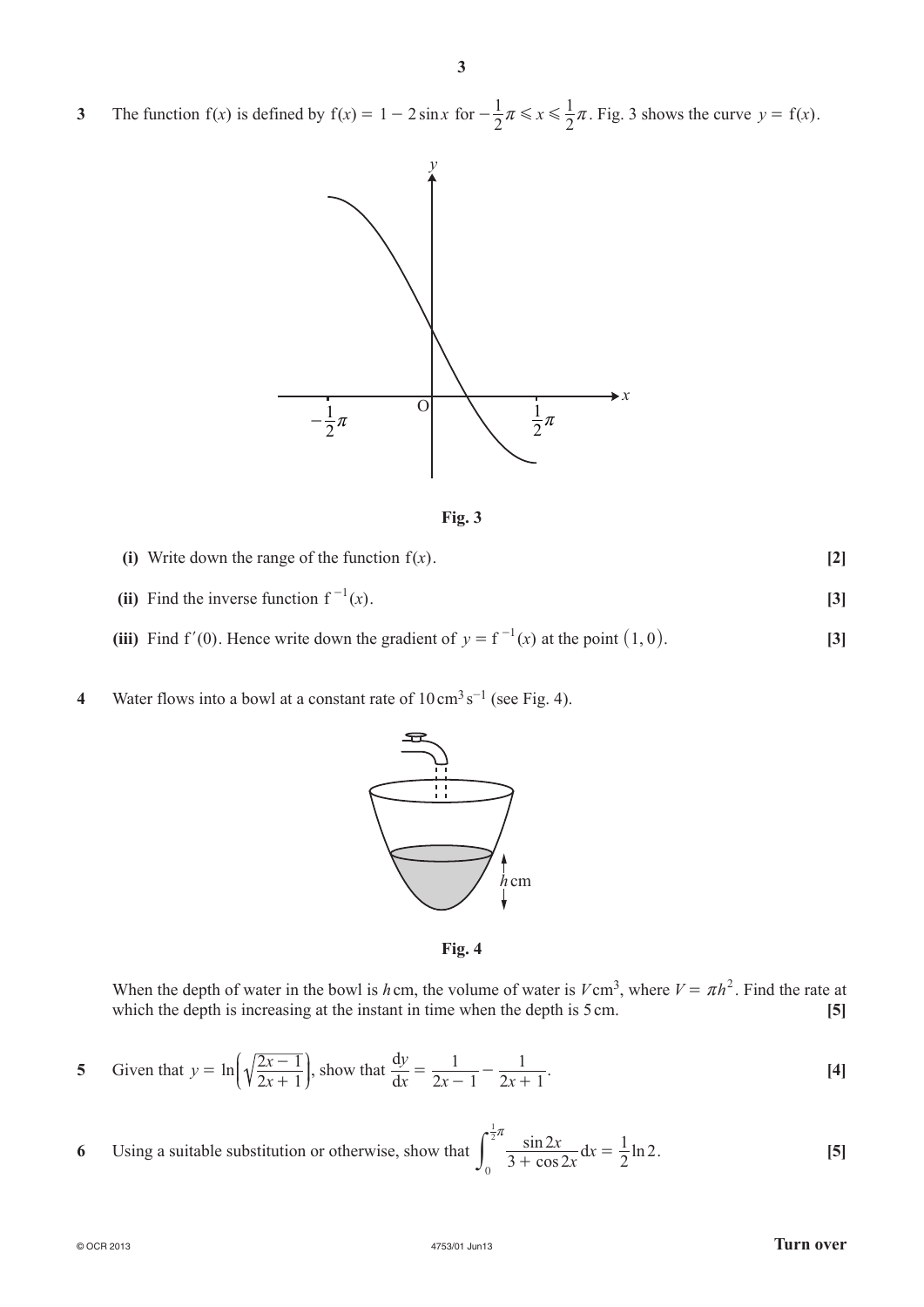**3** The function $f(x)$ is defined by $f(x) = 1 - 2\sin x$ for $-\frac{1}{2}\pi \leqslant x \leqslant \frac{1}{2}\pi$. Fig. 3 shows the curve $y = f(x)$.

**Fig. 3**

**(i)** Write down the range of the function $f(x)$. **[2]**

**(ii)** Find the inverse function $f^{-1}(x)$. **[3]**

**(iii)** Find $f'(0)$. Hence write down the gradient of $y = f^{-1}(x)$ at the point $(1, 0)$. **[3]**

**4** Water flows into a bowl at a constant rate of $10\,\text{cm}^3\,\text{s}^{-1}$ (see Fig. 4).

**Fig. 4**

When the depth of water in the bowl is $h$ cm, the volume of water is $V\,\text{cm}^3$, where $V = \pi h^2$. Find the rate at which the depth is increasing at the instant in time when the depth is 5 cm. **[5]**

**5** Given that $y = \ln\left(\sqrt{\dfrac{2x-1}{2x+1}}\right)$, show that $\dfrac{dy}{dx} = \dfrac{1}{2x-1} - \dfrac{1}{2x+1}$. **[4]**

**6** Using a suitable substitution or otherwise, show that $\displaystyle\int_0^{\frac{1}{2}\pi} \frac{\sin 2x}{3 + \cos 2x}\,dx = \frac{1}{2}\ln 2$. **[5]**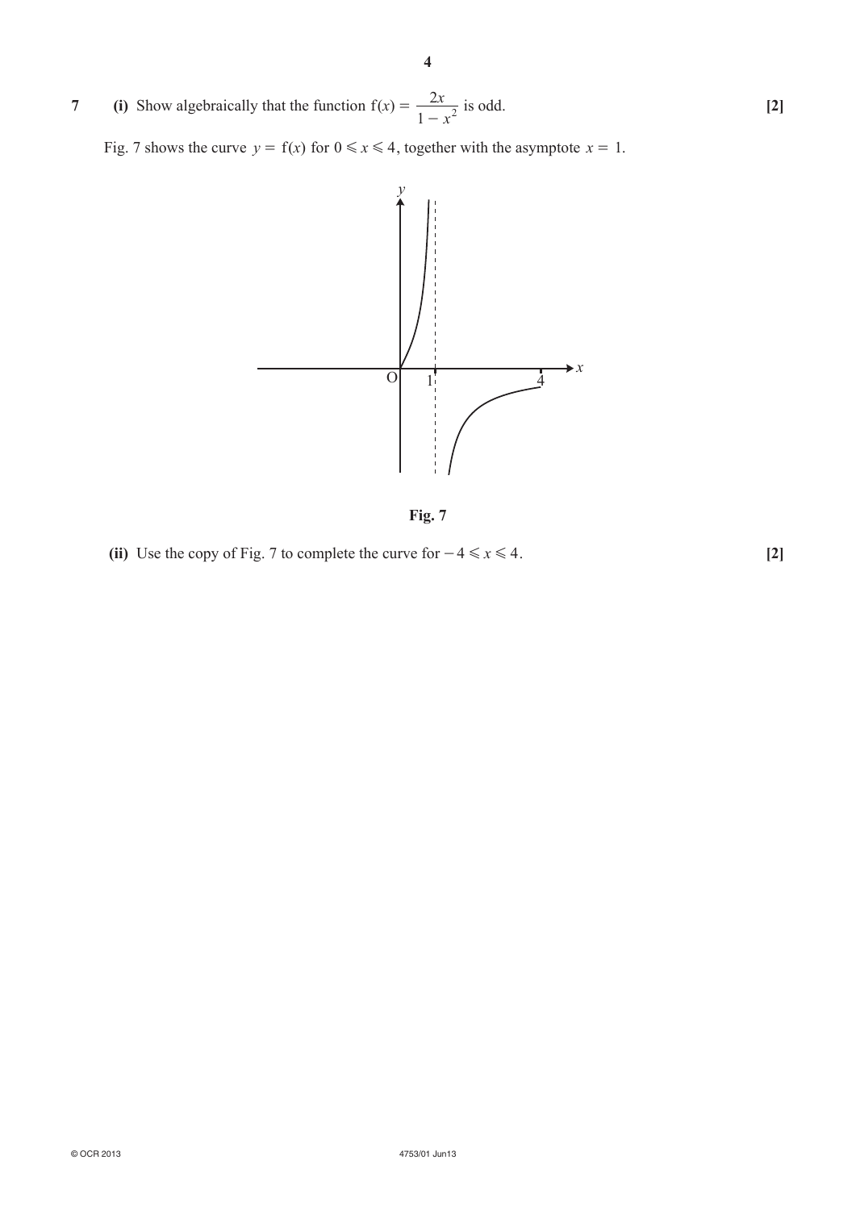**7** **(i)** Show algebraically that the function $f(x) = \dfrac{2x}{1 - x^2}$ is odd. **[2]**

Fig. 7 shows the curve $y = f(x)$ for $0 \leqslant x \leqslant 4$, together with the asymptote $x = 1$.

**Fig. 7**

**(ii)** Use the copy of Fig. 7 to complete the curve for $-4 \leqslant x \leqslant 4$. **[2]**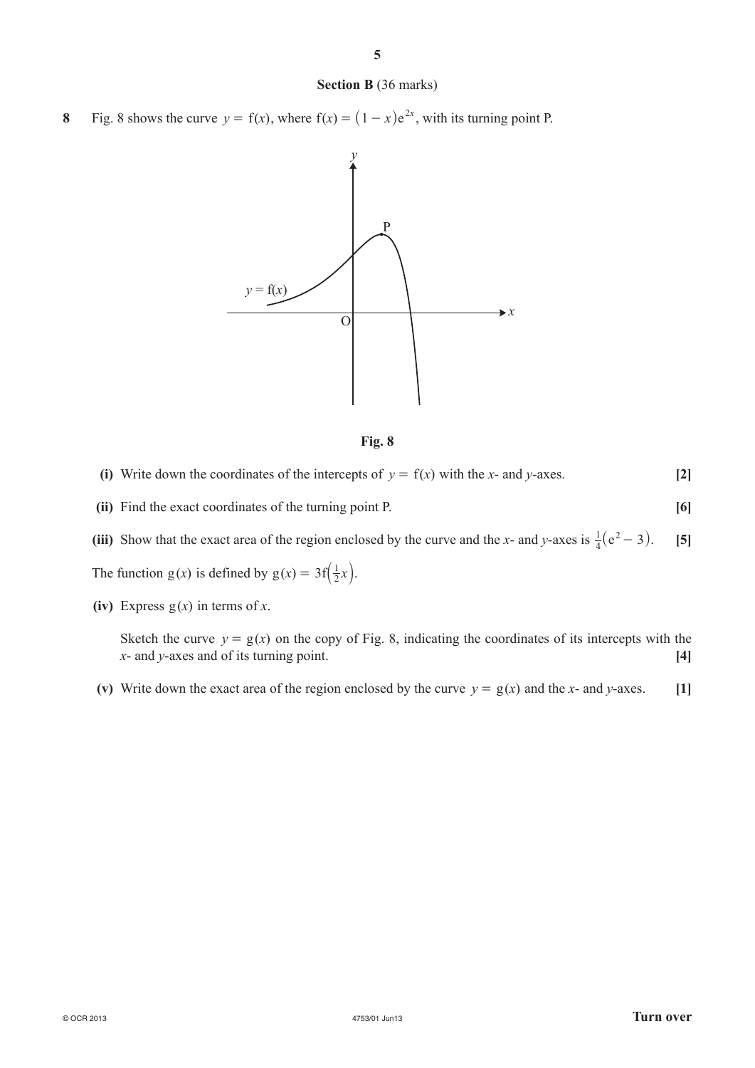## Section B (36 marks)

**8** Fig. 8 shows the curve $y = \mathrm{f}(x)$, where $\mathrm{f}(x) = (1 - x)\mathrm{e}^{2x}$, with its turning point P.

**Fig. 8**

**(i)** Write down the coordinates of the intercepts of $y = \mathrm{f}(x)$ with the $x$- and $y$-axes. **[2]**

**(ii)** Find the exact coordinates of the turning point P. **[6]**

**(iii)** Show that the exact area of the region enclosed by the curve and the $x$- and $y$-axes is $\frac{1}{4}(\mathrm{e}^2 - 3)$. **[5]**

The function $\mathrm{g}(x)$ is defined by $\mathrm{g}(x) = 3\mathrm{f}\left(\frac{1}{2}x\right)$.

**(iv)** Express $\mathrm{g}(x)$ in terms of $x$.

Sketch the curve $y = \mathrm{g}(x)$ on the copy of Fig. 8, indicating the coordinates of its intercepts with the $x$- and $y$-axes and of its turning point. **[4]**

**(v)** Write down the exact area of the region enclosed by the curve $y = \mathrm{g}(x)$ and the $x$- and $y$-axes. **[1]**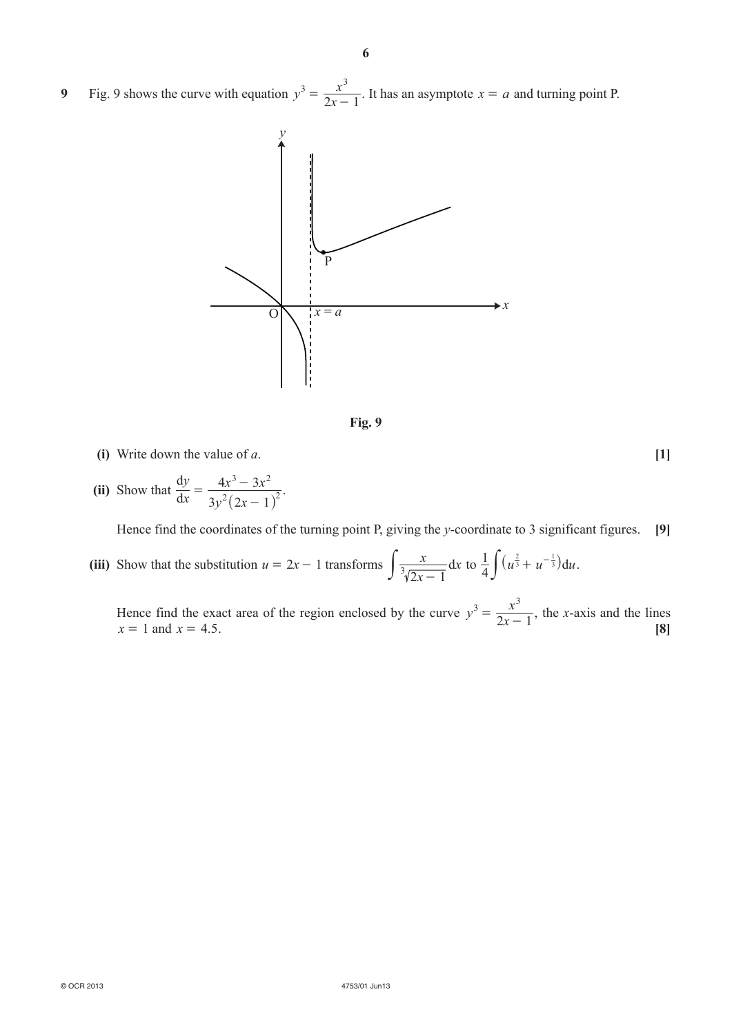**9** Fig. 9 shows the curve with equation $y^3 = \dfrac{x^3}{2x - 1}$. It has an asymptote $x = a$ and turning point P.

**Fig. 9**

**(i)** Write down the value of $a$. **[1]**

**(ii)** Show that $\dfrac{\mathrm{d}y}{\mathrm{d}x} = \dfrac{4x^3 - 3x^2}{3y^2(2x-1)^2}$.

Hence find the coordinates of the turning point P, giving the $y$-coordinate to 3 significant figures. **[9]**

**(iii)** Show that the substitution $u = 2x - 1$ transforms $\displaystyle\int \frac{x}{\sqrt[3]{2x-1}}\,\mathrm{d}x$ to $\displaystyle\frac{1}{4}\int \left(u^{\frac{2}{3}} + u^{-\frac{1}{3}}\right)\mathrm{d}u$.

Hence find the exact area of the region enclosed by the curve $y^3 = \dfrac{x^3}{2x-1}$, the $x$-axis and the lines $x = 1$ and $x = 4.5$. **[8]**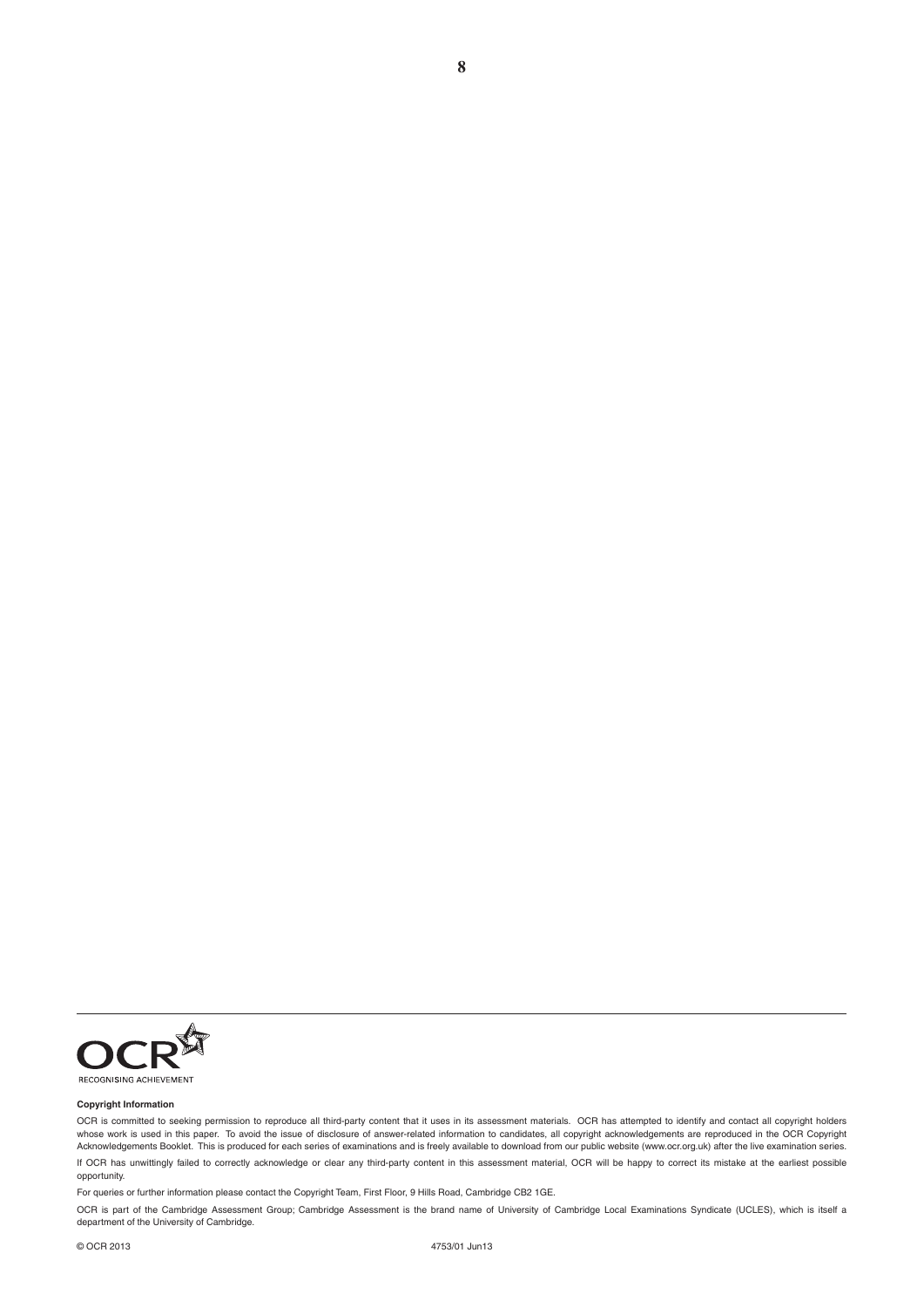OCR
RECOGNISING ACHIEVEMENT

**Copyright Information**

OCR is committed to seeking permission to reproduce all third-party content that it uses in its assessment materials. OCR has attempted to identify and contact all copyright holders whose work is used in this paper. To avoid the issue of disclosure of answer-related information to candidates, all copyright acknowledgements are reproduced in the OCR Copyright Acknowledgements Booklet. This is produced for each series of examinations and is freely available to download from our public website (www.ocr.org.uk) after the live examination series.

If OCR has unwittingly failed to correctly acknowledge or clear any third-party content in this assessment material, OCR will be happy to correct its mistake at the earliest possible opportunity.

For queries or further information please contact the Copyright Team, First Floor, 9 Hills Road, Cambridge CB2 1GE.

OCR is part of the Cambridge Assessment Group; Cambridge Assessment is the brand name of University of Cambridge Local Examinations Syndicate (UCLES), which is itself a department of the University of Cambridge.

© OCR 2013 4753/01 Jun13